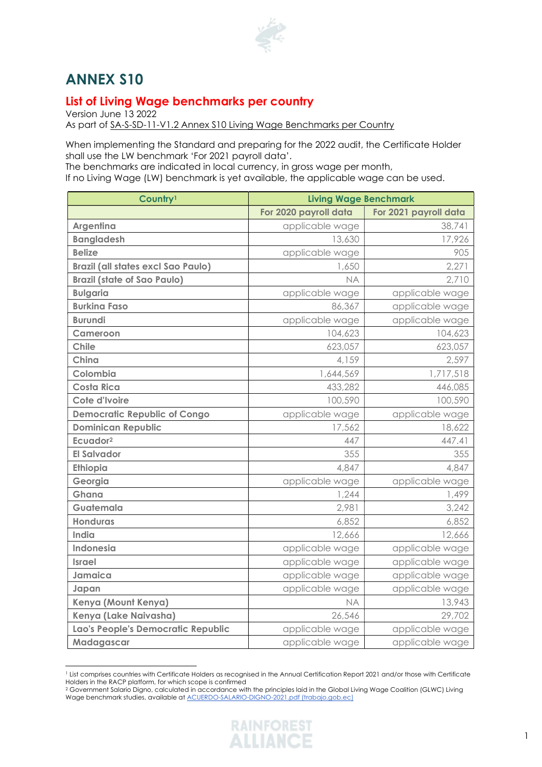# ANNEX S10

## List of Living Wage benchmarks per country

Version June 13 2022
As part of SA-S-SD-11-V1.2 Annex S10 Living Wage Benchmarks per Country

When implementing the Standard and preparing for the 2022 audit, the Certificate Holder shall use the LW benchmark 'For 2021 payroll data'.
The benchmarks are indicated in local currency, in gross wage per month,
If no Living Wage (LW) benchmark is yet available, the applicable wage can be used.

| Country[1] | Living Wage Benchmark | |
|---|---|---|
| | For 2020 payroll data | For 2021 payroll data |
| Argentina | applicable wage | 38,741 |
| Bangladesh | 13,630 | 17,926 |
| Belize | applicable wage | 905 |
| Brazil (all states excl Sao Paulo) | 1,650 | 2,271 |
| Brazil (state of Sao Paulo) | NA | 2,710 |
| Bulgaria | applicable wage | applicable wage |
| Burkina Faso | 86,367 | applicable wage |
| Burundi | applicable wage | applicable wage |
| Cameroon | 104,623 | 104,623 |
| Chile | 623,057 | 623,057 |
| China | 4,159 | 2,597 |
| Colombia | 1,644,569 | 1,717,518 |
| Costa Rica | 433,282 | 446,085 |
| Cote d'Ivoire | 100,590 | 100,590 |
| Democratic Republic of Congo | applicable wage | applicable wage |
| Dominican Republic | 17,562 | 18,622 |
| Ecuador[2] | 447 | 447.41 |
| El Salvador | 355 | 355 |
| Ethiopia | 4,847 | 4,847 |
| Georgia | applicable wage | applicable wage |
| Ghana | 1,244 | 1,499 |
| Guatemala | 2,981 | 3,242 |
| Honduras | 6,852 | 6,852 |
| India | 12,666 | 12,666 |
| Indonesia | applicable wage | applicable wage |
| Israel | applicable wage | applicable wage |
| Jamaica | applicable wage | applicable wage |
| Japan | applicable wage | applicable wage |
| Kenya (Mount Kenya) | NA | 13,943 |
| Kenya (Lake Naivasha) | 26,546 | 29,702 |
| Lao's People's Democratic Republic | applicable wage | applicable wage |
| Madagascar | applicable wage | applicable wage |

[1] List comprises countries with Certificate Holders as recognised in the Annual Certification Report 2021 and/or those with Certificate Holders in the RACP platform, for which scope is confirmed

[2] Government Salario Digno, calculated in accordance with the principles laid in the Global Living Wage Coalition (GLWC) Living Wage benchmark studies, available at ACUERDO-SALARIO-DIGNO-2021.pdf (trabajo.gob.ec)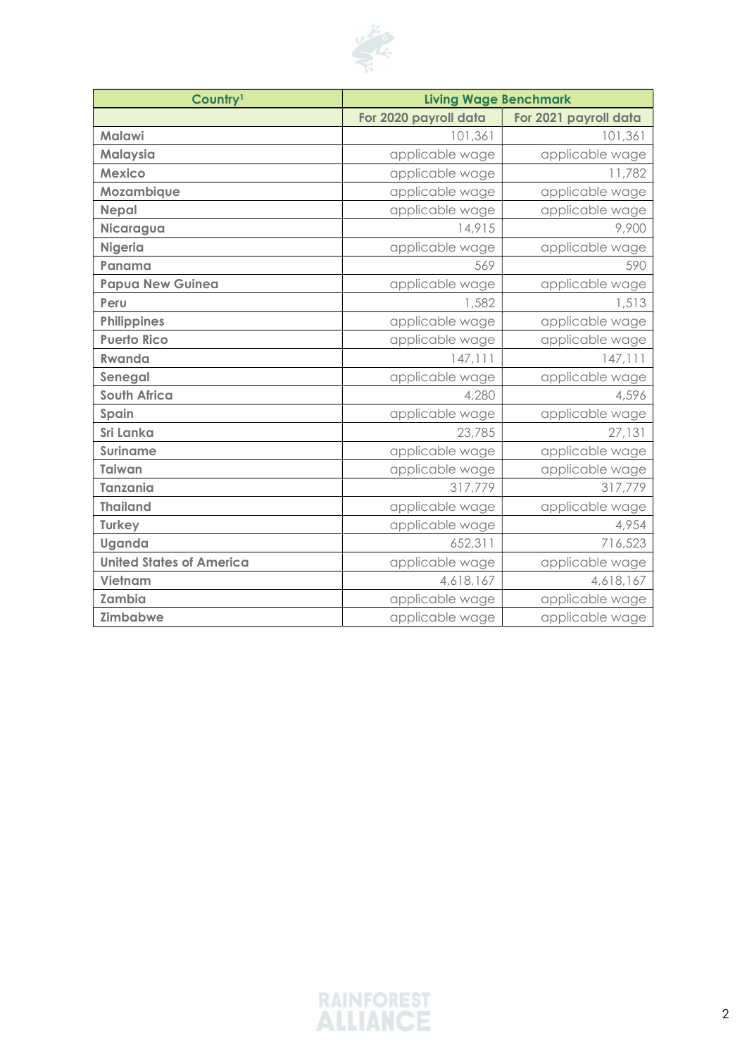| Country[1] | Living Wage Benchmark | |
|---|---|---|
| | For 2020 payroll data | For 2021 payroll data |
| Malawi | 101,361 | 101,361 |
| Malaysia | applicable wage | applicable wage |
| Mexico | applicable wage | 11,782 |
| Mozambique | applicable wage | applicable wage |
| Nepal | applicable wage | applicable wage |
| Nicaragua | 14,915 | 9,900 |
| Nigeria | applicable wage | applicable wage |
| Panama | 569 | 590 |
| Papua New Guinea | applicable wage | applicable wage |
| Peru | 1,582 | 1,513 |
| Philippines | applicable wage | applicable wage |
| Puerto Rico | applicable wage | applicable wage |
| Rwanda | 147,111 | 147,111 |
| Senegal | applicable wage | applicable wage |
| South Africa | 4,280 | 4,596 |
| Spain | applicable wage | applicable wage |
| Sri Lanka | 23,785 | 27,131 |
| Suriname | applicable wage | applicable wage |
| Taiwan | applicable wage | applicable wage |
| Tanzania | 317,779 | 317,779 |
| Thailand | applicable wage | applicable wage |
| Turkey | applicable wage | 4,954 |
| Uganda | 652,311 | 716,523 |
| United States of America | applicable wage | applicable wage |
| Vietnam | 4,618,167 | 4,618,167 |
| Zambia | applicable wage | applicable wage |
| Zimbabwe | applicable wage | applicable wage |